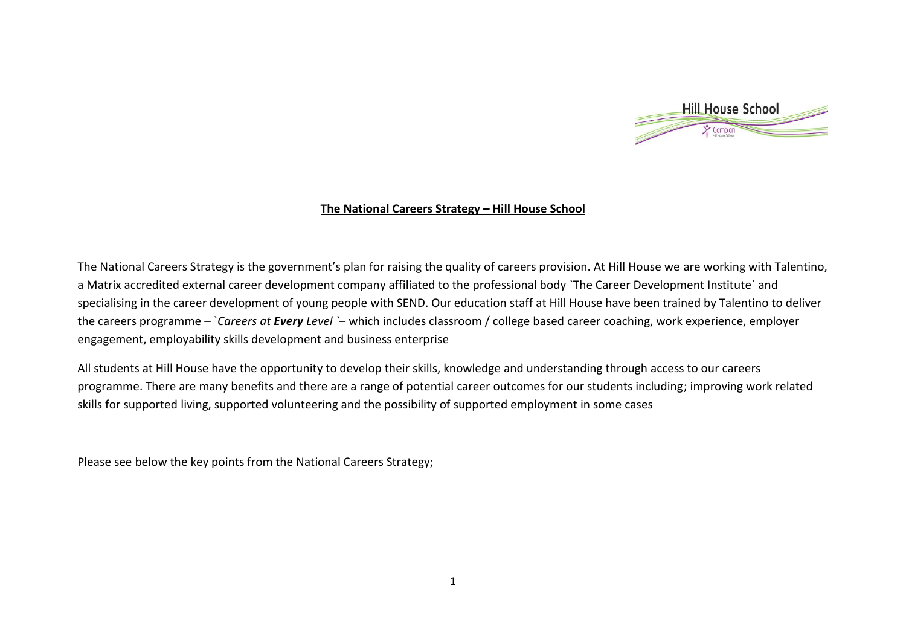**The National Careers Strategy – Hill House School**

The National Careers Strategy is the government's plan for raising the quality of careers provision. At Hill House we are working with Talentino, a Matrix accredited external career development company affiliated to the professional body `The Career Development Institute` and specialising in the career development of young people with SEND. Our education staff at Hill House have been trained by Talentino to deliver the careers programme – `*Careers at **Every** Level* `– which includes classroom / college based career coaching, work experience, employer engagement, employability skills development and business enterprise

All students at Hill House have the opportunity to develop their skills, knowledge and understanding through access to our careers programme. There are many benefits and there are a range of potential career outcomes for our students including; improving work related skills for supported living, supported volunteering and the possibility of supported employment in some cases

Please see below the key points from the National Careers Strategy;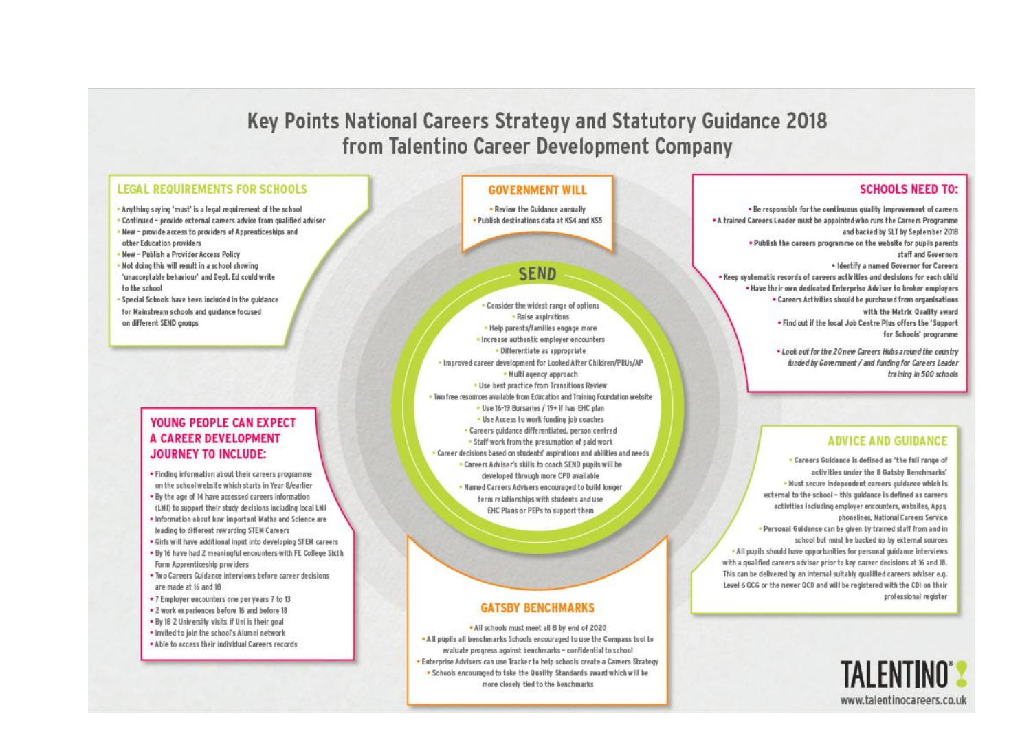# Key Points National Careers Strategy and Statutory Guidance 2018 from Talentino Career Development Company

## LEGAL REQUIREMENTS FOR SCHOOLS

- Anything saying 'must' is a legal requirement of the school
- Continued – provide external careers advice from qualified adviser
- New – provide access to providers of Apprenticeships and other Education providers
- New – Publish a Provider Access Policy
- Not doing this will result in a school showing 'unacceptable behaviour' and Dept. Ed could write to the school
- Special Schools have been included in the guidance for Mainstream schools and guidance focused on different SEND groups

## GOVERNMENT WILL

- Review the Guidance annually
- Publish destinations data at KS4 and KS5

## SCHOOLS NEED TO:

- Be responsible for the continuous quality improvement of careers
- A trained Careers Leader must be appointed who runs the Careers Programme and backed by SLT by September 2018
- Publish the careers programme on the website for pupils parents staff and Governors
- Identify a named Governor for Careers
- Keep systematic records of careers activities and decisions for each child
- Have their own dedicated Enterprise Adviser to broker employers
- Careers Activities should be purchased from organisations with the Matrix Quality award
- Find out if the local Job Centre Plus offers the 'Support for Schools' programme
- *Look out for the 20 new Careers Hubs around the country funded by Government / and funding for Careers Leader training in 500 schools*

## SEND

- Consider the widest range of options
- Raise aspirations
- Help parents/families engage more
- Increase authentic employer encounters
- Differentiate as appropriate
- Improved career development for Looked After Children/PRUs/AP
- Multi agency approach
- Use best practice from Transitions Review
- Two free resources available from Education and Training Foundation website
- Use 16-19 Bursaries / 19+ if has EHC plan
- Use Access to work funding job coaches
- Careers guidance differentiated, person centred
- Staff work from the presumption of paid work
- Career decisions based on students' aspirations and abilities and needs
- Careers Adviser's skills to coach SEND pupils will be developed through more CPD available
- Named Careers Advisers encouraged to build longer term relationships with students and use EHC Plans or PEPs to support them

## YOUNG PEOPLE CAN EXPECT A CAREER DEVELOPMENT JOURNEY TO INCLUDE:

- Finding information about their careers programme on the school website which starts in Year 8/earlier
- By the age of 14 have accessed careers information (LMI) to support their study decisions including local LMI
- Information about how important Maths and Science are leading to different rewarding STEM Careers
- Girls will have additional input into developing STEM careers
- By 16 have had 2 meaningful encounters with FE College Sixth Form Apprenticeship providers
- Two Careers Guidance interviews before career decisions are made at 16 and 18
- 7 Employer encounters one per years 7 to 13
- 2 work experiences before 16 and before 18
- By 18 2 University visits if Uni is their goal
- Invited to join the school's Alumni network
- Able to access their individual Careers records

## ADVICE AND GUIDANCE

- Careers Guidance is defined as 'the full range of activities under the 8 Gatsby Benchmarks'
- Must secure independent careers guidance which is external to the school – this guidance is defined as careers activities including employer encounters, websites, Apps, phonelines, National Careers Service
- Personal Guidance can be given by trained staff from and in school but must be backed up by external sources
- All pupils should have opportunities for personal guidance interviews with a qualified careers advisor prior to key career decisions at 16 and 18. This can be delivered by an internal suitably qualified careers adviser e.g. Level 6 QCG or the newer QCD and will be registered with the CDI on their professional register

## GATSBY BENCHMARKS

- All schools must meet all 8 by end of 2020
- All pupils all benchmarks Schools encouraged to use the Compass tool to evaluate progress against benchmarks – confidential to school
- Enterprise Advisers can use Tracker to help schools create a Careers Strategy
- Schools encouraged to take the Quality Standards award which will be more closely tied to the benchmarks

TALENTINO
www.talentinocareers.co.uk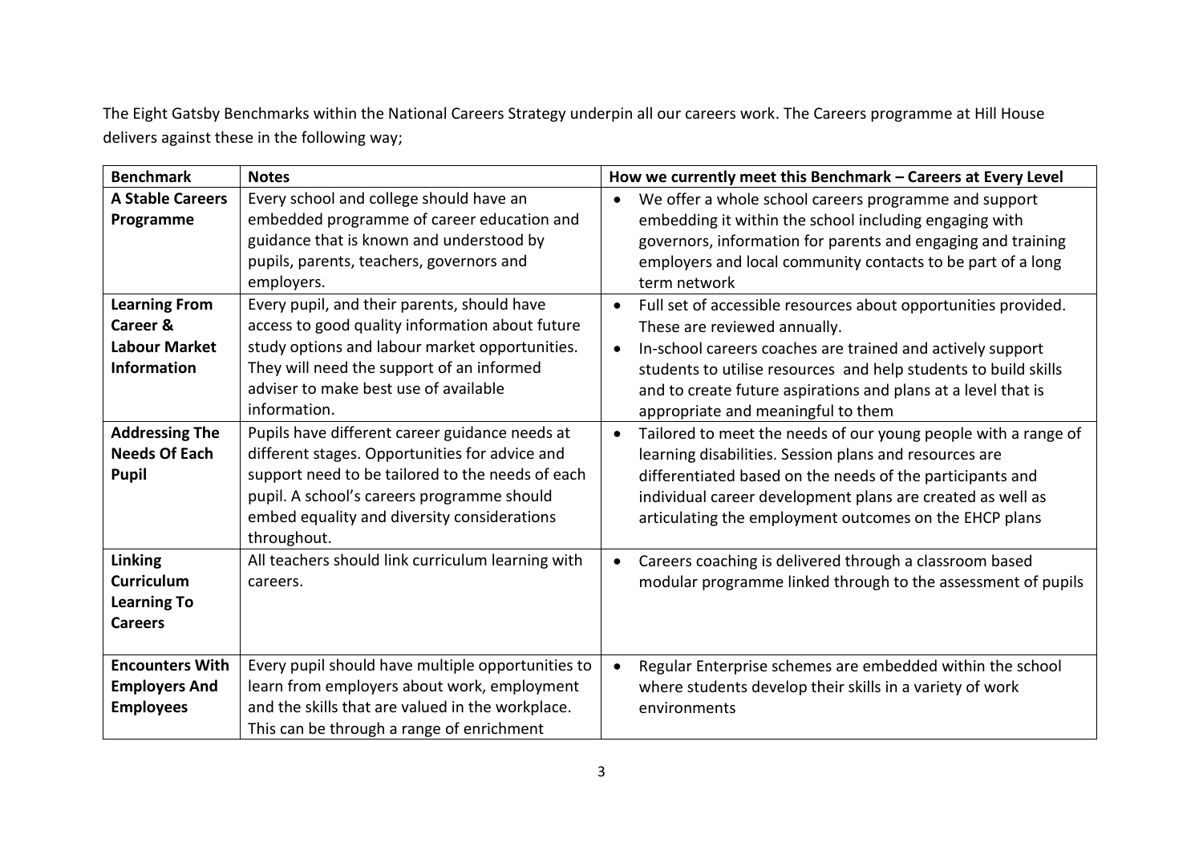The Eight Gatsby Benchmarks within the National Careers Strategy underpin all our careers work. The Careers programme at Hill House delivers against these in the following way;

| **Benchmark** | **Notes** | **How we currently meet this Benchmark – Careers at Every Level** |
|---|---|---|
| **A Stable Careers Programme** | Every school and college should have an embedded programme of career education and guidance that is known and understood by pupils, parents, teachers, governors and employers. | • We offer a whole school careers programme and support embedding it within the school including engaging with governors, information for parents and engaging and training employers and local community contacts to be part of a long term network |
| **Learning From Career & Labour Market Information** | Every pupil, and their parents, should have access to good quality information about future study options and labour market opportunities. They will need the support of an informed adviser to make best use of available information. | • Full set of accessible resources about opportunities provided. These are reviewed annually.<br>• In-school careers coaches are trained and actively support students to utilise resources and help students to build skills and to create future aspirations and plans at a level that is appropriate and meaningful to them |
| **Addressing The Needs Of Each Pupil** | Pupils have different career guidance needs at different stages. Opportunities for advice and support need to be tailored to the needs of each pupil. A school's careers programme should embed equality and diversity considerations throughout. | • Tailored to meet the needs of our young people with a range of learning disabilities. Session plans and resources are differentiated based on the needs of the participants and individual career development plans are created as well as articulating the employment outcomes on the EHCP plans |
| **Linking Curriculum Learning To Careers** | All teachers should link curriculum learning with careers. | • Careers coaching is delivered through a classroom based modular programme linked through to the assessment of pupils |
| **Encounters With Employers And Employees** | Every pupil should have multiple opportunities to learn from employers about work, employment and the skills that are valued in the workplace. This can be through a range of enrichment | • Regular Enterprise schemes are embedded within the school where students develop their skills in a variety of work environments |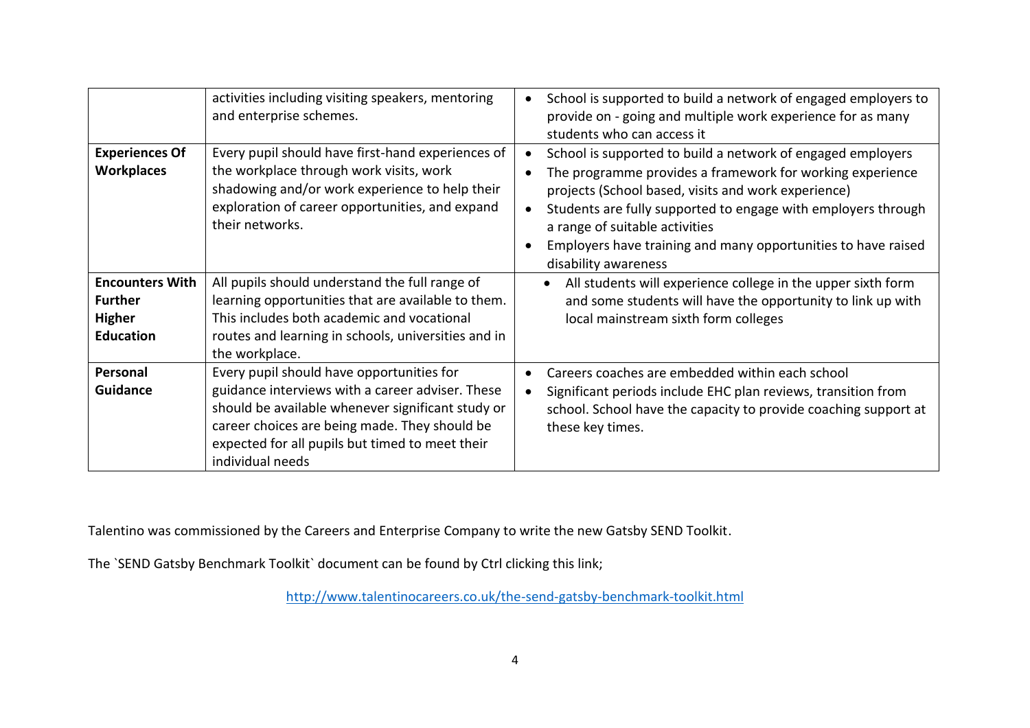| | | |
|---|---|---|
| | activities including visiting speakers, mentoring and enterprise schemes. | • School is supported to build a network of engaged employers to provide on - going and multiple work experience for as many students who can access it |
| **Experiences Of Workplaces** | Every pupil should have first-hand experiences of the workplace through work visits, work shadowing and/or work experience to help their exploration of career opportunities, and expand their networks. | • School is supported to build a network of engaged employers<br>• The programme provides a framework for working experience projects (School based, visits and work experience)<br>• Students are fully supported to engage with employers through a range of suitable activities<br>• Employers have training and many opportunities to have raised disability awareness |
| **Encounters With Further Higher Education** | All pupils should understand the full range of learning opportunities that are available to them. This includes both academic and vocational routes and learning in schools, universities and in the workplace. | • All students will experience college in the upper sixth form and some students will have the opportunity to link up with local mainstream sixth form colleges |
| **Personal Guidance** | Every pupil should have opportunities for guidance interviews with a career adviser. These should be available whenever significant study or career choices are being made. They should be expected for all pupils but timed to meet their individual needs | • Careers coaches are embedded within each school<br>• Significant periods include EHC plan reviews, transition from school. School have the capacity to provide coaching support at these key times. |

Talentino was commissioned by the Careers and Enterprise Company to write the new Gatsby SEND Toolkit.

The `SEND Gatsby Benchmark Toolkit` document can be found by Ctrl clicking this link;

http://www.talentinocareers.co.uk/the-send-gatsby-benchmark-toolkit.html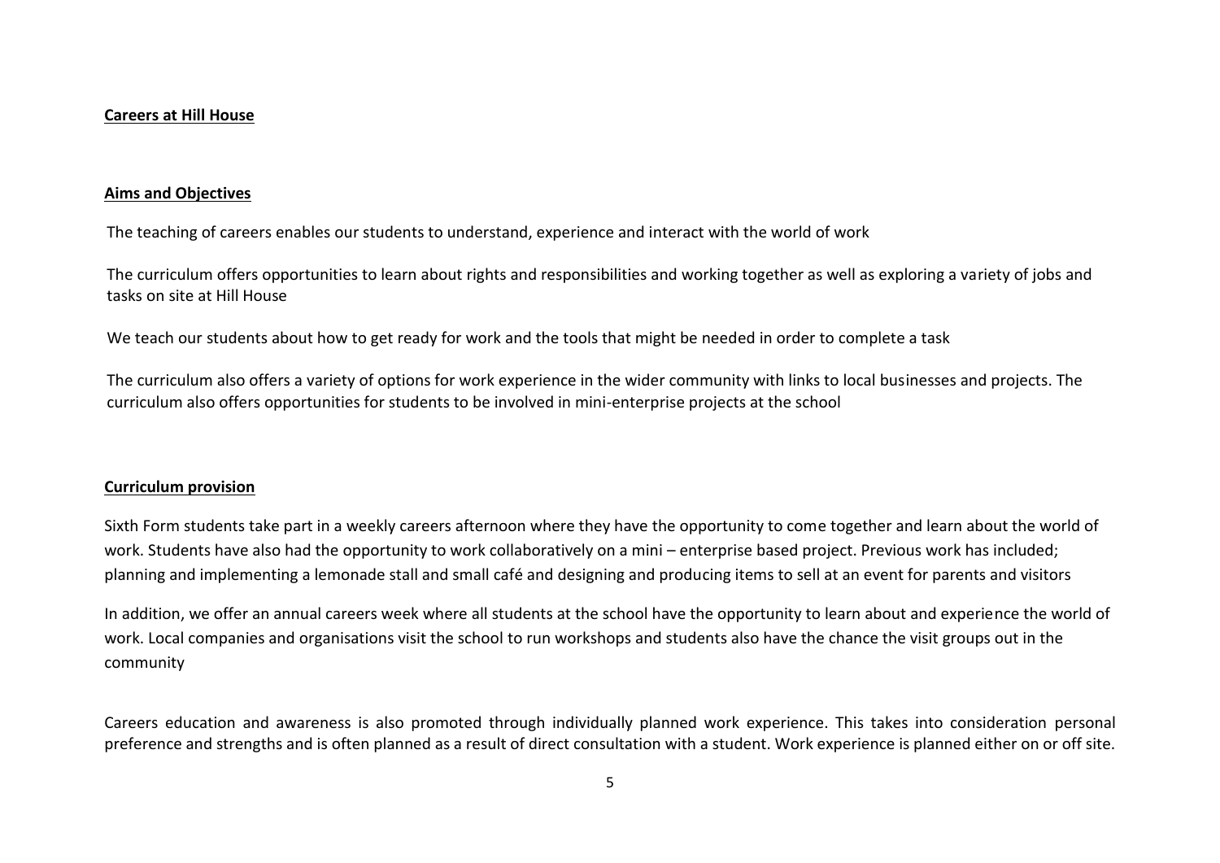**Careers at Hill House**

**Aims and Objectives**

The teaching of careers enables our students to understand, experience and interact with the world of work

The curriculum offers opportunities to learn about rights and responsibilities and working together as well as exploring a variety of jobs and tasks on site at Hill House

We teach our students about how to get ready for work and the tools that might be needed in order to complete a task

The curriculum also offers a variety of options for work experience in the wider community with links to local businesses and projects. The curriculum also offers opportunities for students to be involved in mini-enterprise projects at the school

**Curriculum provision**

Sixth Form students take part in a weekly careers afternoon where they have the opportunity to come together and learn about the world of work. Students have also had the opportunity to work collaboratively on a mini – enterprise based project. Previous work has included; planning and implementing a lemonade stall and small café and designing and producing items to sell at an event for parents and visitors

In addition, we offer an annual careers week where all students at the school have the opportunity to learn about and experience the world of work. Local companies and organisations visit the school to run workshops and students also have the chance the visit groups out in the community

Careers education and awareness is also promoted through individually planned work experience. This takes into consideration personal preference and strengths and is often planned as a result of direct consultation with a student. Work experience is planned either on or off site.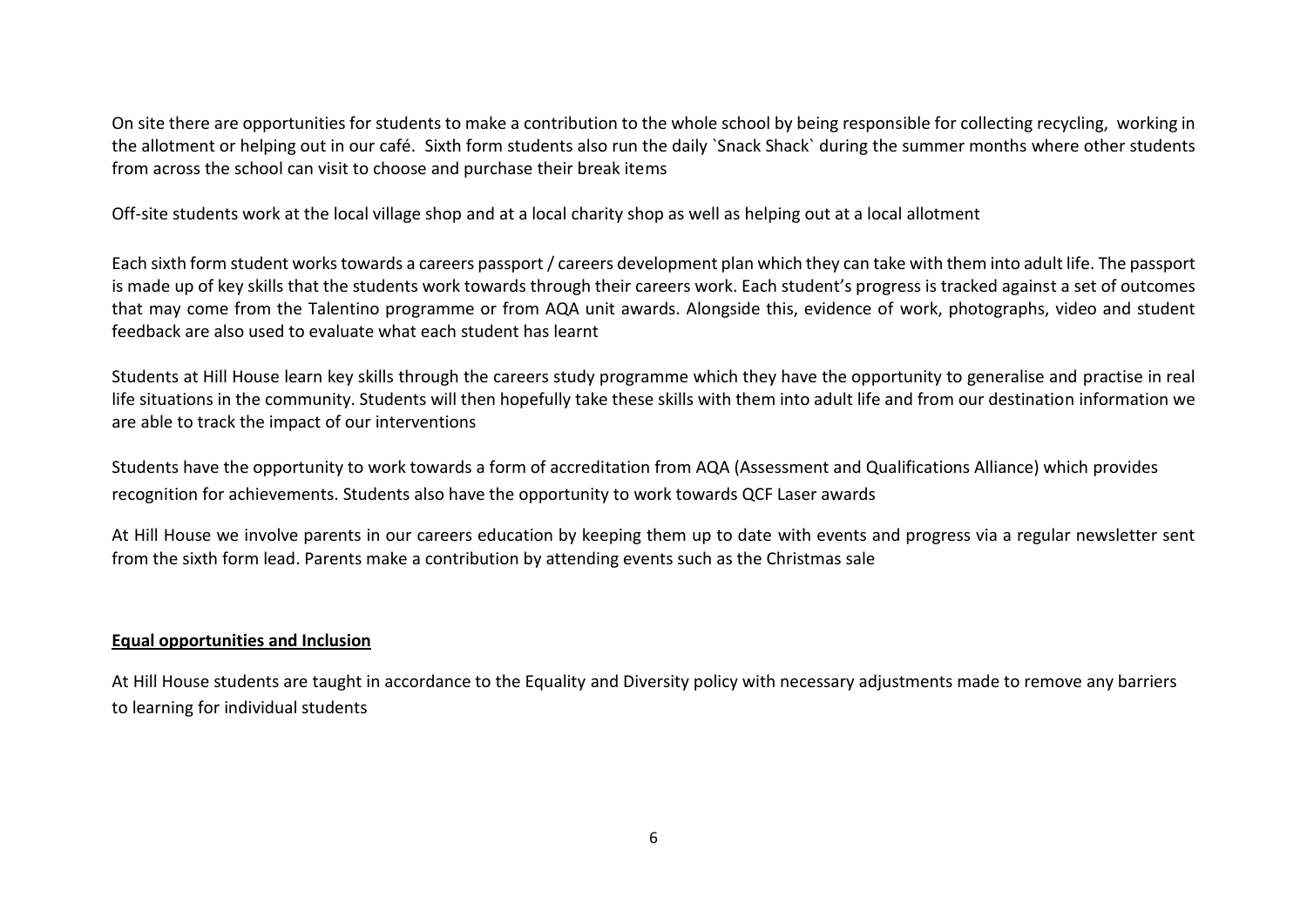On site there are opportunities for students to make a contribution to the whole school by being responsible for collecting recycling, working in the allotment or helping out in our café. Sixth form students also run the daily `Snack Shack` during the summer months where other students from across the school can visit to choose and purchase their break items

Off-site students work at the local village shop and at a local charity shop as well as helping out at a local allotment

Each sixth form student works towards a careers passport / careers development plan which they can take with them into adult life. The passport is made up of key skills that the students work towards through their careers work. Each student's progress is tracked against a set of outcomes that may come from the Talentino programme or from AQA unit awards. Alongside this, evidence of work, photographs, video and student feedback are also used to evaluate what each student has learnt

Students at Hill House learn key skills through the careers study programme which they have the opportunity to generalise and practise in real life situations in the community. Students will then hopefully take these skills with them into adult life and from our destination information we are able to track the impact of our interventions

Students have the opportunity to work towards a form of accreditation from AQA (Assessment and Qualifications Alliance) which provides recognition for achievements. Students also have the opportunity to work towards QCF Laser awards

At Hill House we involve parents in our careers education by keeping them up to date with events and progress via a regular newsletter sent from the sixth form lead. Parents make a contribution by attending events such as the Christmas sale

**Equal opportunities and Inclusion**

At Hill House students are taught in accordance to the Equality and Diversity policy with necessary adjustments made to remove any barriers to learning for individual students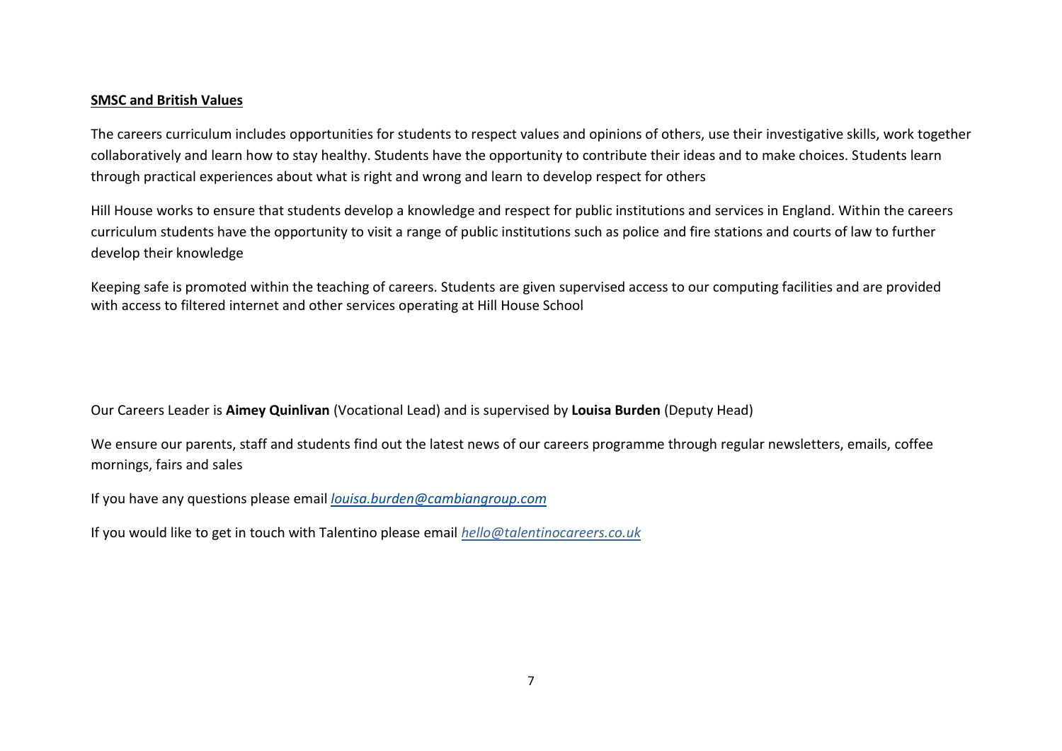**SMSC and British Values**

The careers curriculum includes opportunities for students to respect values and opinions of others, use their investigative skills, work together collaboratively and learn how to stay healthy. Students have the opportunity to contribute their ideas and to make choices. Students learn through practical experiences about what is right and wrong and learn to develop respect for others

Hill House works to ensure that students develop a knowledge and respect for public institutions and services in England. Within the careers curriculum students have the opportunity to visit a range of public institutions such as police and fire stations and courts of law to further develop their knowledge

Keeping safe is promoted within the teaching of careers. Students are given supervised access to our computing facilities and are provided with access to filtered internet and other services operating at Hill House School

Our Careers Leader is **Aimey Quinlivan** (Vocational Lead) and is supervised by **Louisa Burden** (Deputy Head)

We ensure our parents, staff and students find out the latest news of our careers programme through regular newsletters, emails, coffee mornings, fairs and sales

If you have any questions please email *louisa.burden@cambiangroup.com*

If you would like to get in touch with Talentino please email *hello@talentinocareers.co.uk*